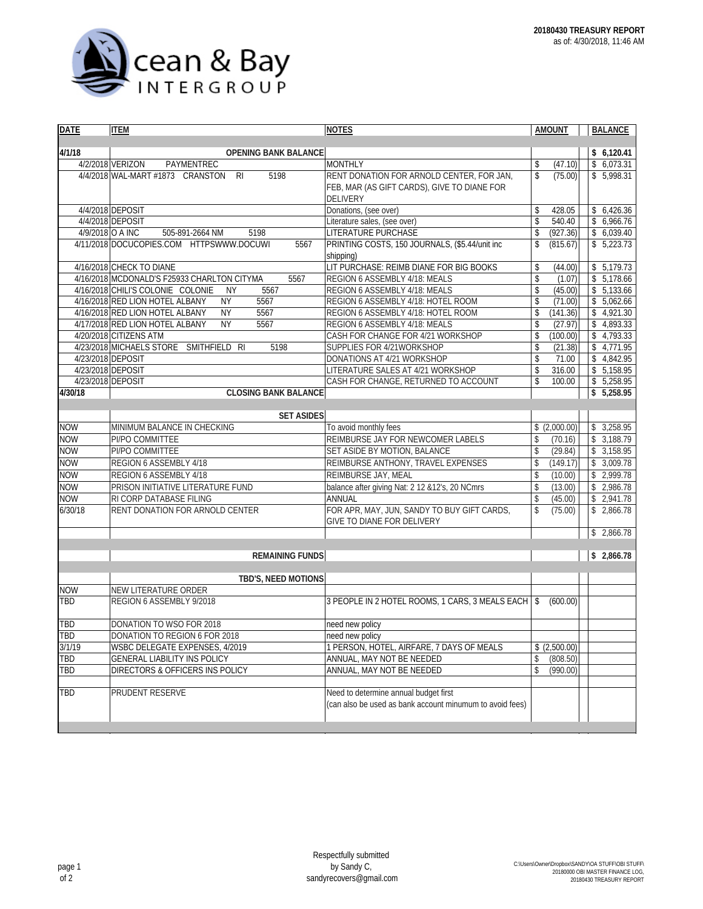**20180430 TREASURY REPORT**
as of: 4/30/2018, 11:46 AM

Ocean & Bay INTERGROUP

| DATE | ITEM | NOTES | AMOUNT | BALANCE |
|---|---|---|---|---|
| **4/1/18** | **OPENING BANK BALANCE** | | | **$ 6,120.41** |
| 4/2/2018 | VERIZON PAYMENTREC | MONTHLY | $ (47.10) | $ 6,073.31 |
| 4/4/2018 | WAL-MART #1873 CRANSTON RI 5198 | RENT DONATION FOR ARNOLD CENTER, FOR JAN, FEB, MAR (AS GIFT CARDS), GIVE TO DIANE FOR DELIVERY | $ (75.00) | $ 5,998.31 |
| 4/4/2018 | DEPOSIT | Donations, (see over) | $ 428.05 | $ 6,426.36 |
| 4/4/2018 | DEPOSIT | Literature sales, (see over) | $ 540.40 | $ 6,966.76 |
| 4/9/2018 | O A INC 505-891-2664 NM 5198 | LITERATURE PURCHASE | $ (927.36) | $ 6,039.40 |
| 4/11/2018 | DOCUCOPIES.COM HTTPSWWW.DOCUWI 5567 | PRINTING COSTS, 150 JOURNALS, ($5.44/unit inc shipping) | $ (815.67) | $ 5,223.73 |
| 4/16/2018 | CHECK TO DIANE | LIT PURCHASE: REIMB DIANE FOR BIG BOOKS | $ (44.00) | $ 5,179.73 |
| 4/16/2018 | MCDONALD'S F25933 CHARLTON CITYMA 5567 | REGION 6 ASSEMBLY 4/18: MEALS | $ (1.07) | $ 5,178.66 |
| 4/16/2018 | CHILI'S COLONIE COLONIE NY 5567 | REGION 6 ASSEMBLY 4/18: MEALS | $ (45.00) | $ 5,133.66 |
| 4/16/2018 | RED LION HOTEL ALBANY NY 5567 | REGION 6 ASSEMBLY 4/18: HOTEL ROOM | $ (71.00) | $ 5,062.66 |
| 4/16/2018 | RED LION HOTEL ALBANY NY 5567 | REGION 6 ASSEMBLY 4/18: HOTEL ROOM | $ (141.36) | $ 4,921.30 |
| 4/17/2018 | RED LION HOTEL ALBANY NY 5567 | REGION 6 ASSEMBLY 4/18: MEALS | $ (27.97) | $ 4,893.33 |
| 4/20/2018 | CITIZENS ATM | CASH FOR CHANGE FOR 4/21 WORKSHOP | $ (100.00) | $ 4,793.33 |
| 4/23/2018 | MICHAELS STORE SMITHFIELD RI 5198 | SUPPLIES FOR 4/21WORKSHOP | $ (21.38) | $ 4,771.95 |
| 4/23/2018 | DEPOSIT | DONATIONS AT 4/21 WORKSHOP | $ 71.00 | $ 4,842.95 |
| 4/23/2018 | DEPOSIT | LITERATURE SALES AT 4/21 WORKSHOP | $ 316.00 | $ 5,158.95 |
| 4/23/2018 | DEPOSIT | CASH FOR CHANGE, RETURNED TO ACCOUNT | $ 100.00 | $ 5,258.95 |
| **4/30/18** | **CLOSING BANK BALANCE** | | | **$ 5,258.95** |
| | | | | |
| | **SET ASIDES** | | | |
| NOW | MINIMUM BALANCE IN CHECKING | To avoid monthly fees | $ (2,000.00) | $ 3,258.95 |
| NOW | PI/PO COMMITTEE | REIMBURSE JAY FOR NEWCOMER LABELS | $ (70.16) | $ 3,188.79 |
| NOW | PI/PO COMMITTEE | SET ASIDE BY MOTION, BALANCE | $ (29.84) | $ 3,158.95 |
| NOW | REGION 6 ASSEMBLY 4/18 | REIMBURSE ANTHONY, TRAVEL EXPENSES | $ (149.17) | $ 3,009.78 |
| NOW | REGION 6 ASSEMBLY 4/18 | REIMBURSE JAY, MEAL | $ (10.00) | $ 2,999.78 |
| NOW | PRISON INITIATIVE LITERATURE FUND | balance after giving Nat: 2 12 &12's, 20 NCmrs | $ (13.00) | $ 2,986.78 |
| NOW | RI CORP DATABASE FILING | ANNUAL | $ (45.00) | $ 2,941.78 |
| 6/30/18 | RENT DONATION FOR ARNOLD CENTER | FOR APR, MAY, JUN, SANDY TO BUY GIFT CARDS, GIVE TO DIANE FOR DELIVERY | $ (75.00) | $ 2,866.78 |
| | | | | $ 2,866.78 |
| | | | | |
| | **REMAINING FUNDS** | | | **$ 2,866.78** |
| | | | | |
| | **TBD'S, NEED MOTIONS** | | | |
| NOW | NEW LITERATURE ORDER | | | |
| TBD | REGION 6 ASSEMBLY 9/2018 | 3 PEOPLE IN 2 HOTEL ROOMS, 1 CARS, 3 MEALS EACH | $ (600.00) | |
| TBD | DONATION TO WSO FOR 2018 | need new policy | | |
| TBD | DONATION TO REGION 6 FOR 2018 | need new policy | | |
| 3/1/19 | WSBC DELEGATE EXPENSES, 4/2019 | 1 PERSON, HOTEL, AIRFARE, 7 DAYS OF MEALS | $ (2,500.00) | |
| TBD | GENERAL LIABILITY INS POLICY | ANNUAL, MAY NOT BE NEEDED | $ (808.50) | |
| TBD | DIRECTORS & OFFICERS INS POLICY | ANNUAL, MAY NOT BE NEEDED | $ (990.00) | |
| | | | | |
| TBD | PRUDENT RESERVE | Need to determine annual budget first (can also be used as bank account minumum to avoid fees) | | |

Respectfully submitted
by Sandy C,
sandyrecovers@gmail.com

C:\Users\Owner\Dropbox\SANDY\OA STUFF\OBI STUFF\20180000 OBI MASTER FINANCE LOG, 20180430 TREASURY REPORT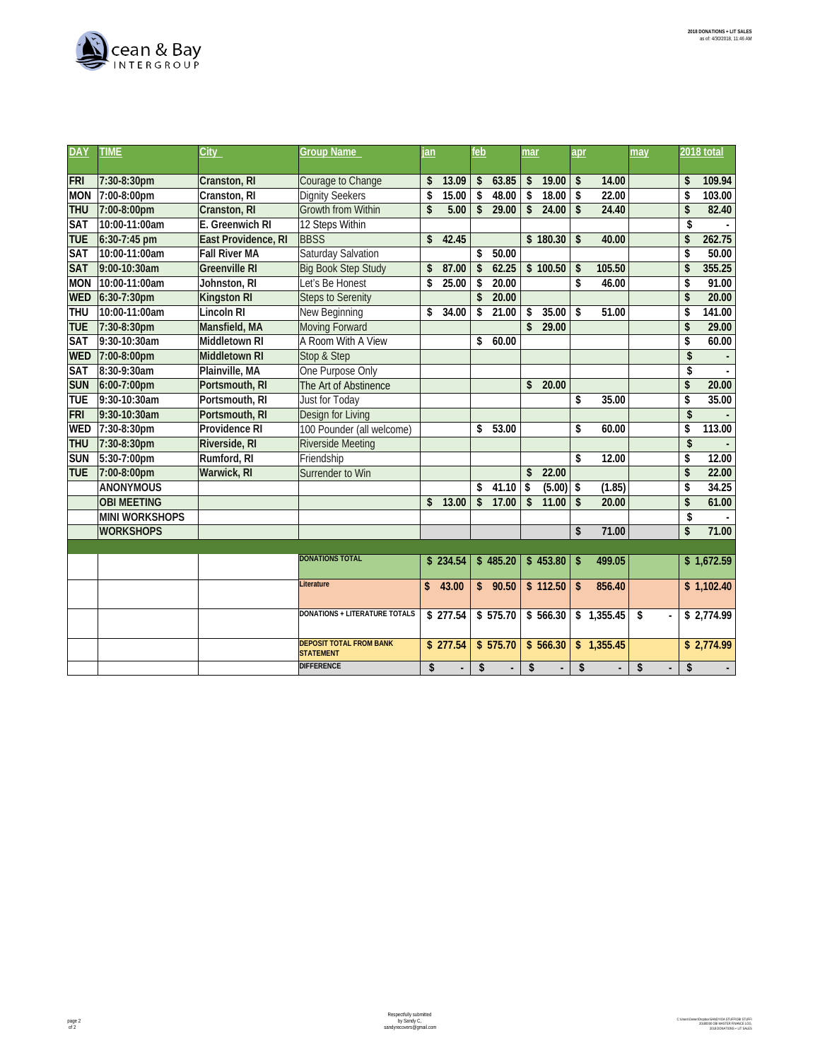Ocean & Bay INTERGROUP

**2018 DONATIONS + LIT SALES**
as of: 4/30/2018, 11:46 AM

| DAY | TIME | City | Group Name | jan | feb | mar | apr | may | 2018 total |
|---|---|---|---|---|---|---|---|---|---|
| FRI | 7:30-8:30pm | Cranston, RI | Courage to Change | $ 13.09 | $ 63.85 | $ 19.00 | $ 14.00 | | $ 109.94 |
| MON | 7:00-8:00pm | Cranston, RI | Dignity Seekers | $ 15.00 | $ 48.00 | $ 18.00 | $ 22.00 | | $ 103.00 |
| THU | 7:00-8:00pm | Cranston, RI | Growth from Within | $ 5.00 | $ 29.00 | $ 24.00 | $ 24.40 | | $ 82.40 |
| SAT | 10:00-11:00am | E. Greenwich RI | 12 Steps Within | | | | | | $ - |
| TUE | 6:30-7:45 pm | East Providence, RI | BBSS | $ 42.45 | | $ 180.30 | $ 40.00 | | $ 262.75 |
| SAT | 10:00-11:00am | Fall River MA | Saturday Salvation | | $ 50.00 | | | | $ 50.00 |
| SAT | 9:00-10:30am | Greenville RI | Big Book Step Study | $ 87.00 | $ 62.25 | $ 100.50 | $ 105.50 | | $ 355.25 |
| MON | 10:00-11:00am | Johnston, RI | Let's Be Honest | $ 25.00 | $ 20.00 | | $ 46.00 | | $ 91.00 |
| WED | 6:30-7:30pm | Kingston RI | Steps to Serenity | | $ 20.00 | | | | $ 20.00 |
| THU | 10:00-11:00am | Lincoln RI | New Beginning | $ 34.00 | $ 21.00 | $ 35.00 | $ 51.00 | | $ 141.00 |
| TUE | 7:30-8:30pm | Mansfield, MA | Moving Forward | | | $ 29.00 | | | $ 29.00 |
| SAT | 9:30-10:30am | Middletown RI | A Room With A View | | $ 60.00 | | | | $ 60.00 |
| WED | 7:00-8:00pm | Middletown RI | Stop & Step | | | | | | $ - |
| SAT | 8:30-9:30am | Plainville, MA | One Purpose Only | | | | | | $ - |
| SUN | 6:00-7:00pm | Portsmouth, RI | The Art of Abstinence | | | $ 20.00 | | | $ 20.00 |
| TUE | 9:30-10:30am | Portsmouth, RI | Just for Today | | | | $ 35.00 | | $ 35.00 |
| FRI | 9:30-10:30am | Portsmouth, RI | Design for Living | | | | | | $ - |
| WED | 7:30-8:30pm | Providence RI | 100 Pounder (all welcome) | | $ 53.00 | | $ 60.00 | | $ 113.00 |
| THU | 7:30-8:30pm | Riverside, RI | Riverside Meeting | | | | | | $ - |
| SUN | 5:30-7:00pm | Rumford, RI | Friendship | | | | $ 12.00 | | $ 12.00 |
| TUE | 7:00-8:00pm | Warwick, RI | Surrender to Win | | | $ 22.00 | | | $ 22.00 |
| | ANONYMOUS | | | | $ 41.10 | $ (5.00) | $ (1.85) | | $ 34.25 |
| | OBI MEETING | | | $ 13.00 | $ 17.00 | $ 11.00 | $ 20.00 | | $ 61.00 |
| | MINI WORKSHOPS | | | | | | | | $ - |
| | WORKSHOPS | | | | | | $ 71.00 | | $ 71.00 |
| | | | DONATIONS TOTAL | $ 234.54 | $ 485.20 | $ 453.80 | $ 499.05 | | $ 1,672.59 |
| | | | Literature | $ 43.00 | $ 90.50 | $ 112.50 | $ 856.40 | | $ 1,102.40 |
| | | | DONATIONS + LITERATURE TOTALS | $ 277.54 | $ 575.70 | $ 566.30 | $ 1,355.45 | $ - | $ 2,774.99 |
| | | | DEPOSIT TOTAL FROM BANK STATEMENT | $ 277.54 | $ 575.70 | $ 566.30 | $ 1,355.45 | | $ 2,774.99 |
| | | | DIFFERENCE | $ - | $ - | $ - | $ - | $ - | $ - |

Respectfully submitted
by Sandy C,
sandyrecovers@gmail.com